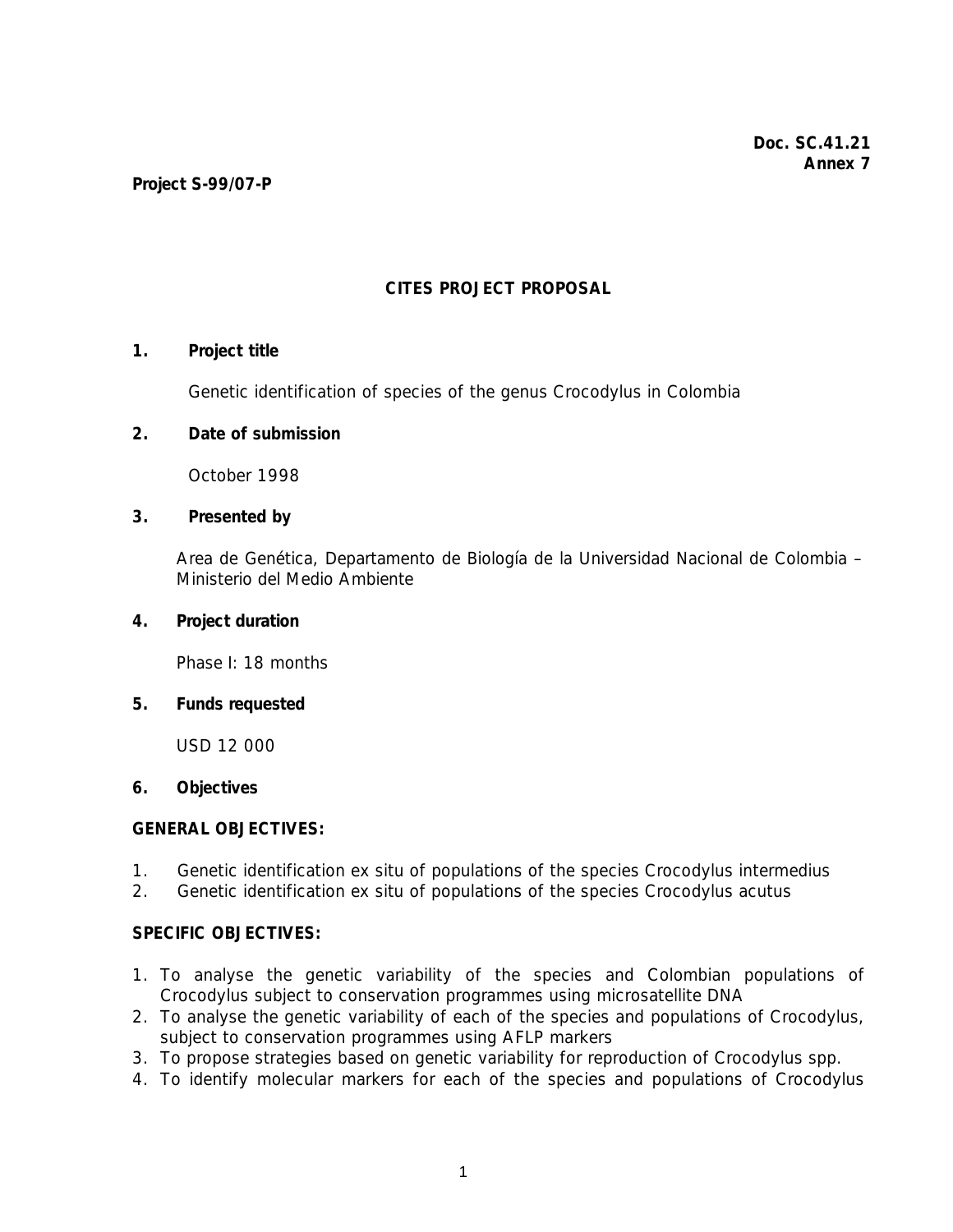**Doc. SC.41.21**
**Annex 7**

**Project S-99/07-P**

# CITES PROJECT PROPOSAL

**1. Project title**

Genetic identification of species of the genus Crocodylus in Colombia

**2. Date of submission**

October 1998

**3. Presented by**

Area de Genética, Departamento de Biología de la Universidad Nacional de Colombia – Ministerio del Medio Ambiente

**4. Project duration**

Phase I: 18 months

**5. Funds requested**

USD 12 000

**6. Objectives**

**GENERAL OBJECTIVES:**

1. Genetic identification ex situ of populations of the species Crocodylus intermedius
2. Genetic identification ex situ of populations of the species Crocodylus acutus

**SPECIFIC OBJECTIVES:**

1. To analyse the genetic variability of the species and Colombian populations of Crocodylus subject to conservation programmes using microsatellite DNA
2. To analyse the genetic variability of each of the species and populations of Crocodylus, subject to conservation programmes using AFLP markers
3. To propose strategies based on genetic variability for reproduction of Crocodylus spp.
4. To identify molecular markers for each of the species and populations of Crocodylus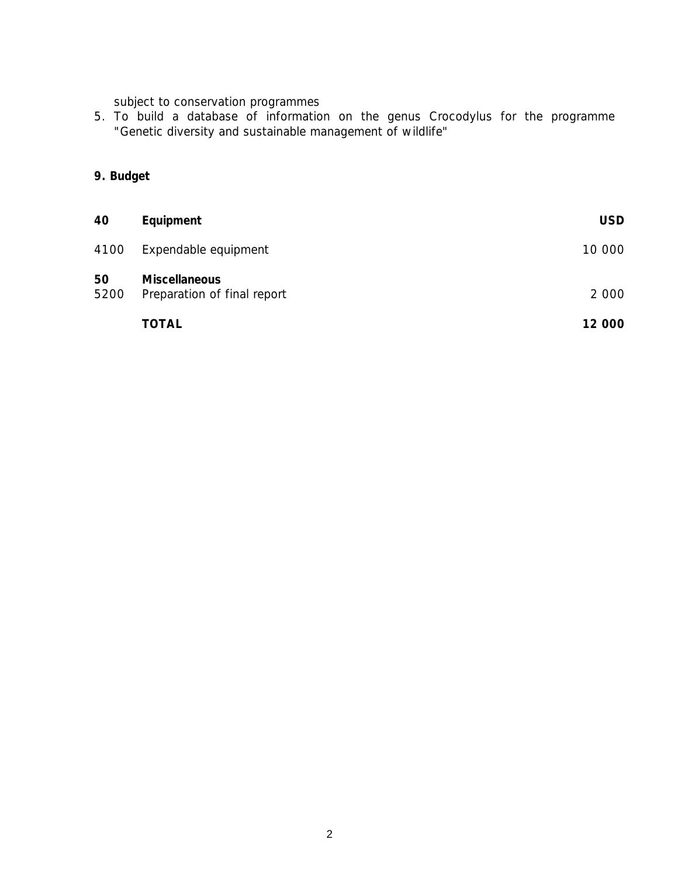subject to conservation programmes

5. To build a database of information on the genus Crocodylus for the programme "Genetic diversity and sustainable management of wildlife"

**9. Budget**

| | | |
|---|---|---|
| **40** | **Equipment** | **USD** |
| 4100 | Expendable equipment | 10 000 |
| **50** | **Miscellaneous** | |
| 5200 | Preparation of final report | 2 000 |
| | **TOTAL** | **12 000** |